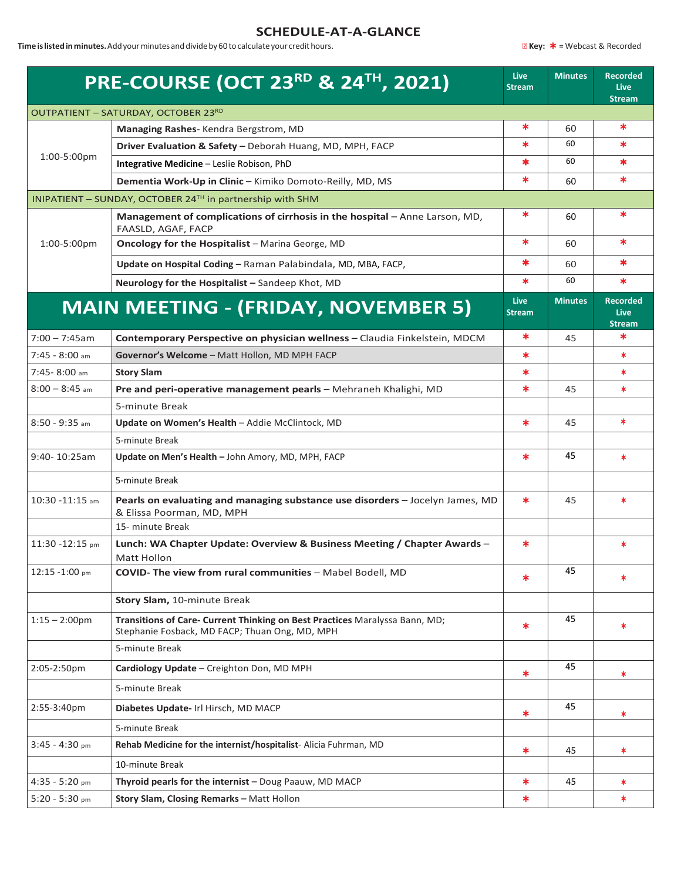# SCHEDULE-AT-A-GLANCE

**Time is listed in minutes.** Add your minutes and divide by 60 to calculate your credit hours.

**Key:** * = Webcast & Recorded

| PRE-COURSE (OCT 23RD & 24TH, 2021) | | Live Stream | Minutes | Recorded Live Stream |
|---|---|---|---|---|
| OUTPATIENT – SATURDAY, OCTOBER 23RD | | | | |
| 1:00-5:00pm | **Managing Rashes**- Kendra Bergstrom, MD | * | 60 | * |
| | **Driver Evaluation & Safety –** Deborah Huang, MD, MPH, FACP | * | 60 | * |
| | **Integrative Medicine** – Leslie Robison, PhD | * | 60 | * |
| | **Dementia Work-Up in Clinic –** Kimiko Domoto-Reilly, MD, MS | * | 60 | * |
| INIPATIENT – SUNDAY, OCTOBER 24TH in partnership with SHM | | | | |
| 1:00-5:00pm | **Management of complications of cirrhosis in the hospital –** Anne Larson, MD, FAASLD, AGAF, FACP | * | 60 | * |
| | **Oncology for the Hospitalist** – Marina George, MD | * | 60 | * |
| | **Update on Hospital Coding –** Raman Palabindala, MD, MBA, FACP, | * | 60 | * |
| | **Neurology for the Hospitalist –** Sandeep Khot, MD | * | 60 | * |

| MAIN MEETING - (FRIDAY, NOVEMBER 5) | | Live Stream | Minutes | Recorded Live Stream |
|---|---|---|---|---|
| 7:00 – 7:45am | **Contemporary Perspective on physician wellness –** Claudia Finkelstein, MDCM | * | 45 | * |
| 7:45 - 8:00 am | **Governor's Welcome** – Matt Hollon, MD MPH FACP | * | | * |
| 7:45- 8:00 am | **Story Slam** | * | | * |
| 8:00 – 8:45 am | **Pre and peri-operative management pearls –** Mehraneh Khalighi, MD | * | 45 | * |
| | 5-minute Break | | | |
| 8:50 - 9:35 am | **Update on Women's Health** – Addie McClintock, MD | * | 45 | * |
| | 5-minute Break | | | |
| 9:40- 10:25am | **Update on Men's Health –** John Amory, MD, MPH, FACP | * | 45 | * |
| | 5-minute Break | | | |
| 10:30 -11:15 am | **Pearls on evaluating and managing substance use disorders –** Jocelyn James, MD & Elissa Poorman, MD, MPH | * | 45 | * |
| | 15- minute Break | | | |
| 11:30 -12:15 pm | **Lunch: WA Chapter Update: Overview & Business Meeting / Chapter Awards** – Matt Hollon | * | | * |
| 12:15 -1:00 pm | **COVID- The view from rural communities** – Mabel Bodell, MD | * | 45 | * |
| | **Story Slam,** 10-minute Break | | | |
| 1:15 – 2:00pm | **Transitions of Care- Current Thinking on Best Practices** Maralyssa Bann, MD; Stephanie Fosback, MD FACP; Thuan Ong, MD, MPH | * | 45 | * |
| | 5-minute Break | | | |
| 2:05-2:50pm | **Cardiology Update** – Creighton Don, MD MPH | * | 45 | * |
| | 5-minute Break | | | |
| 2:55-3:40pm | **Diabetes Update**- Irl Hirsch, MD MACP | * | 45 | * |
| | 5-minute Break | | | |
| 3:45 - 4:30 pm | **Rehab Medicine for the internist/hospitalist**- Alicia Fuhrman, MD | * | 45 | * |
| | 10-minute Break | | | |
| 4:35 - 5:20 pm | **Thyroid pearls for the internist –** Doug Paauw, MD MACP | * | 45 | * |
| 5:20 - 5:30 pm | **Story Slam, Closing Remarks –** Matt Hollon | * | | * |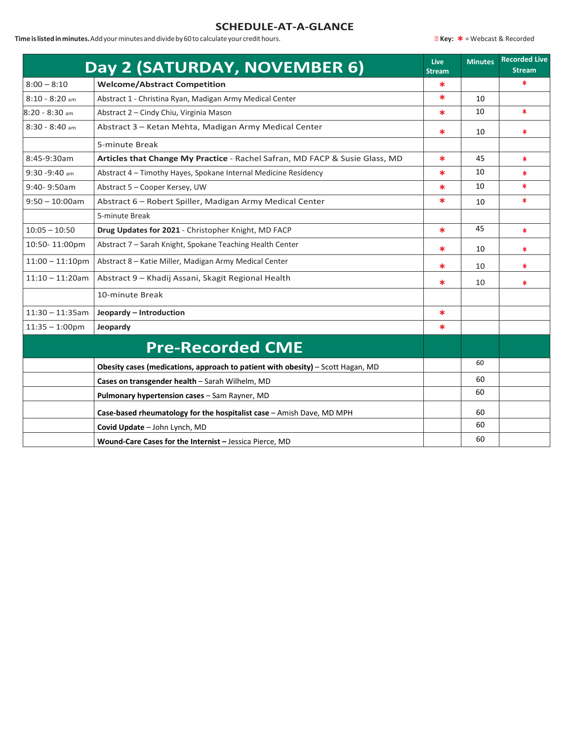## SCHEDULE-AT-A-GLANCE

**Time is listed in minutes.** Add your minutes and divide by 60 to calculate your credit hours.

**Key:** * = Webcast & Recorded

| Day 2 (SATURDAY, NOVEMBER 6) | | Live Stream | Minutes | Recorded Live Stream |
|---|---|---|---|---|
| 8:00 – 8:10 | **Welcome/Abstract Competition** | * | | * |
| 8:10 - 8:20 am | Abstract 1 - Christina Ryan, Madigan Army Medical Center | * | 10 | |
| 8:20 - 8:30 am | Abstract 2 – Cindy Chiu, Virginia Mason | * | 10 | * |
| 8:30 - 8:40 am | Abstract 3 – Ketan Mehta, Madigan Army Medical Center | * | 10 | * |
| | 5-minute Break | | | |
| 8:45-9:30am | **Articles that Change My Practice** - Rachel Safran, MD FACP & Susie Glass, MD | * | 45 | * |
| 9:30 -9:40 am | Abstract 4 – Timothy Hayes, Spokane Internal Medicine Residency | * | 10 | * |
| 9:40- 9:50am | Abstract 5 – Cooper Kersey, UW | * | 10 | * |
| 9:50 – 10:00am | Abstract 6 – Robert Spiller, Madigan Army Medical Center | * | 10 | * |
| | 5-minute Break | | | |
| 10:05 – 10:50 | **Drug Updates for 2021** - Christopher Knight, MD FACP | * | 45 | * |
| 10:50- 11:00pm | Abstract 7 – Sarah Knight, Spokane Teaching Health Center | * | 10 | * |
| 11:00 – 11:10pm | Abstract 8 – Katie Miller, Madigan Army Medical Center | * | 10 | * |
| 11:10 – 11:20am | Abstract 9 – Khadij Assani, Skagit Regional Health | * | 10 | * |
| | 10-minute Break | | | |
| 11:30 – 11:35am | **Jeopardy – Introduction** | * | | |
| 11:35 – 1:00pm | **Jeopardy** | * | | |
| **Pre-Recorded CME** | | | | |
| | **Obesity cases (medications, approach to patient with obesity)** – Scott Hagan, MD | | 60 | |
| | **Cases on transgender health** – Sarah Wilhelm, MD | | 60 | |
| | **Pulmonary hypertension cases** – Sam Rayner, MD | | 60 | |
| | **Case-based rheumatology for the hospitalist case** – Amish Dave, MD MPH | | 60 | |
| | **Covid Update** – John Lynch, MD | | 60 | |
| | **Wound-Care Cases for the Internist –** Jessica Pierce, MD | | 60 | |